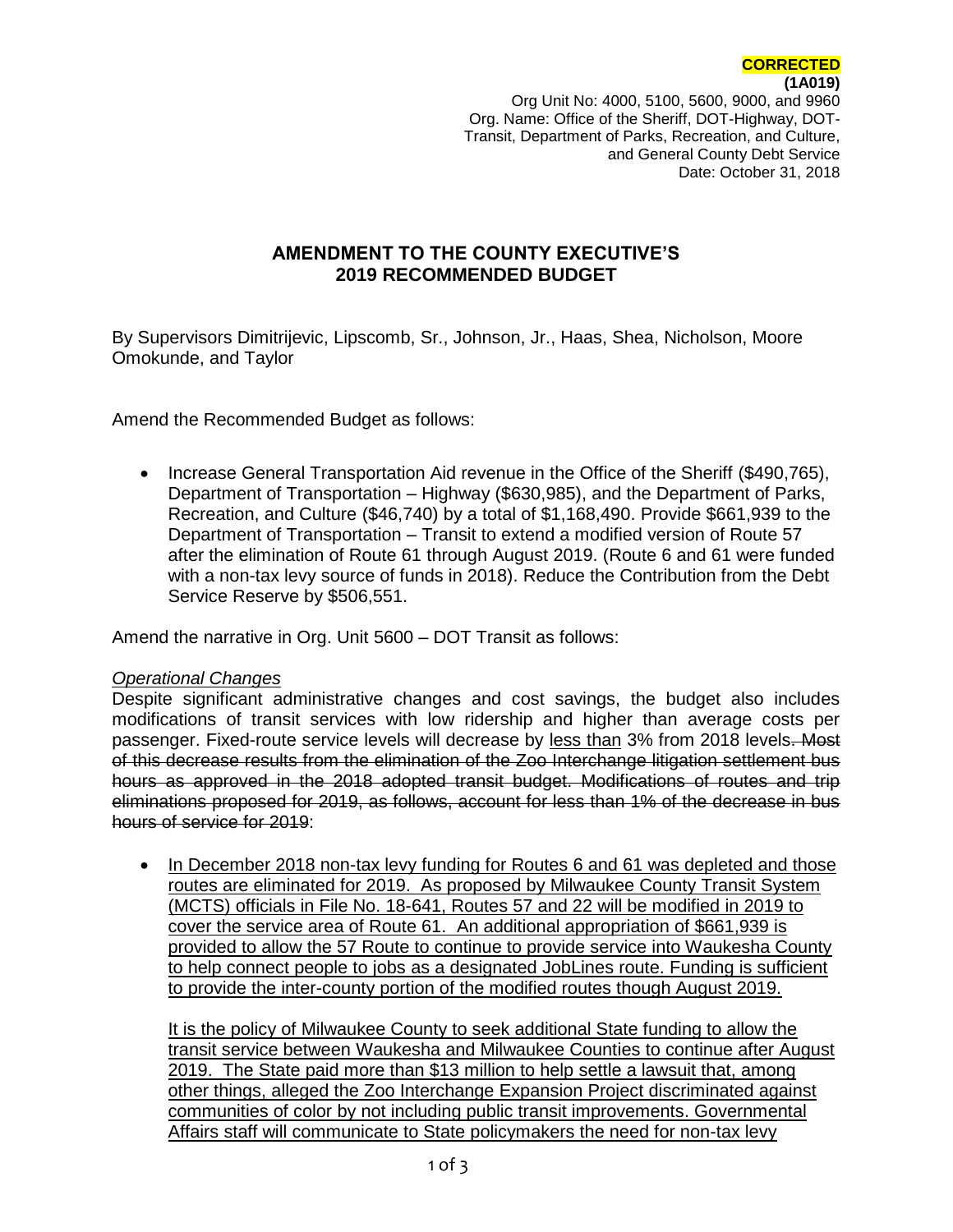**CORRECTED**

**(1A019)**

Org Unit No: 4000, 5100, 5600, 9000, and 9960
Org. Name: Office of the Sheriff, DOT-Highway, DOT-Transit, Department of Parks, Recreation, and Culture, and General County Debt Service
Date: October 31, 2018

## AMENDMENT TO THE COUNTY EXECUTIVE'S 2019 RECOMMENDED BUDGET

By Supervisors Dimitrijevic, Lipscomb, Sr., Johnson, Jr., Haas, Shea, Nicholson, Moore Omokunde, and Taylor

Amend the Recommended Budget as follows:

- Increase General Transportation Aid revenue in the Office of the Sheriff ($490,765), Department of Transportation – Highway ($630,985), and the Department of Parks, Recreation, and Culture ($46,740) by a total of $1,168,490. Provide $661,939 to the Department of Transportation – Transit to extend a modified version of Route 57 after the elimination of Route 61 through August 2019. (Route 6 and 61 were funded with a non-tax levy source of funds in 2018). Reduce the Contribution from the Debt Service Reserve by $506,551.

Amend the narrative in Org. Unit 5600 – DOT Transit as follows:

*Operational Changes*

Despite significant administrative changes and cost savings, the budget also includes modifications of transit services with low ridership and higher than average costs per passenger. Fixed-route service levels will decrease by <u>less than</u> 3% from 2018 levels~~. Most of this decrease results from the elimination of the Zoo Interchange litigation settlement bus hours as approved in the 2018 adopted transit budget. Modifications of routes and trip eliminations proposed for 2019, as follows, account for less than 1% of the decrease in bus hours of service for 2019~~:

- <u>In December 2018 non-tax levy funding for Routes 6 and 61 was depleted and those routes are eliminated for 2019. As proposed by Milwaukee County Transit System (MCTS) officials in File No. 18-641, Routes 57 and 22 will be modified in 2019 to cover the service area of Route 61. An additional appropriation of $661,939 is provided to allow the 57 Route to continue to provide service into Waukesha County to help connect people to jobs as a designated JobLines route. Funding is sufficient to provide the inter-county portion of the modified routes though August 2019.</u>

  <u>It is the policy of Milwaukee County to seek additional State funding to allow the transit service between Waukesha and Milwaukee Counties to continue after August 2019. The State paid more than $13 million to help settle a lawsuit that, among other things, alleged the Zoo Interchange Expansion Project discriminated against communities of color by not including public transit improvements. Governmental Affairs staff will communicate to State policymakers the need for non-tax levy</u>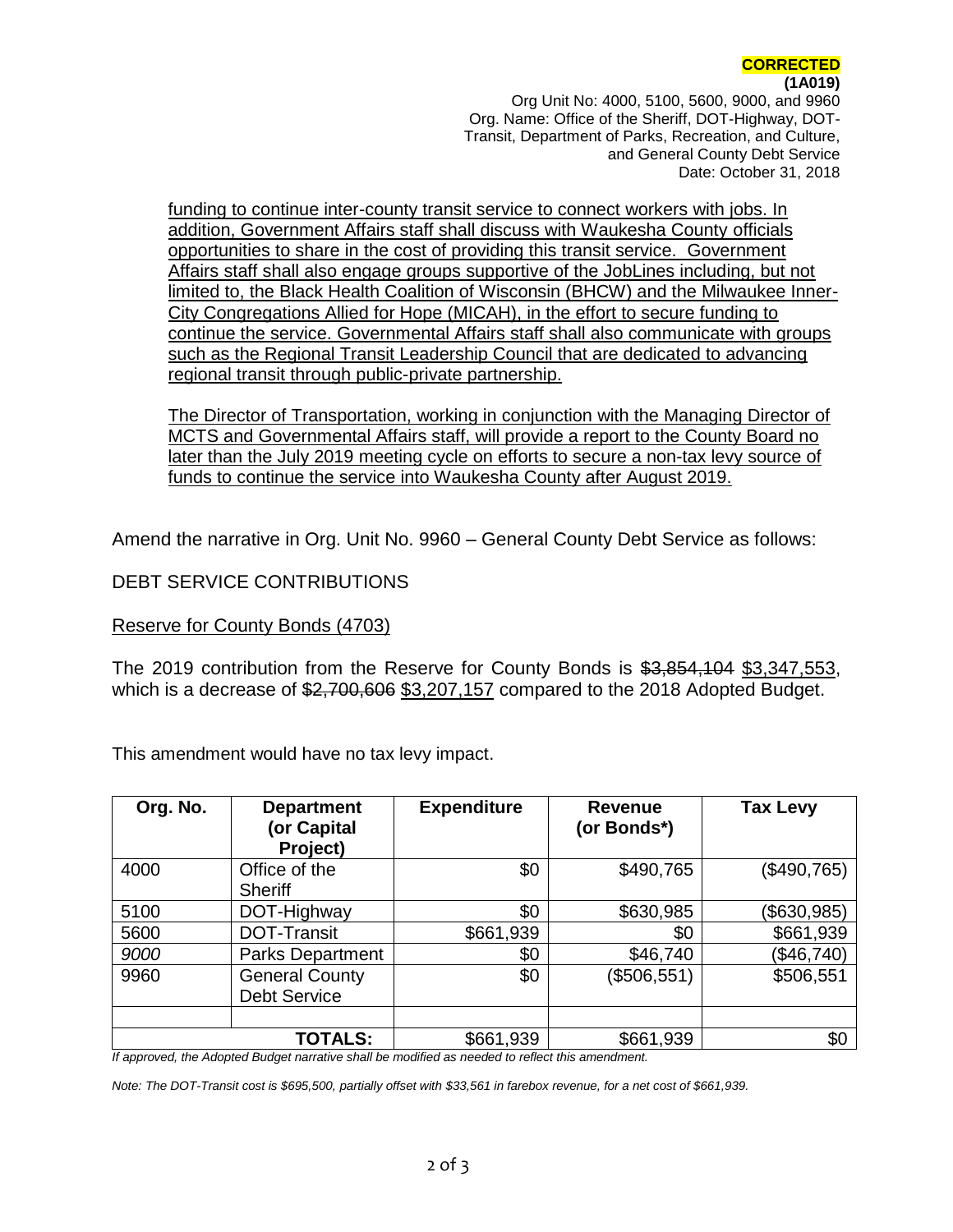**CORRECTED**

**(1A019)**

Org Unit No: 4000, 5100, 5600, 9000, and 9960
Org. Name: Office of the Sheriff, DOT-Highway, DOT-Transit, Department of Parks, Recreation, and Culture, and General County Debt Service
Date: October 31, 2018

<u>funding to continue inter-county transit service to connect workers with jobs. In addition, Government Affairs staff shall discuss with Waukesha County officials opportunities to share in the cost of providing this transit service. Government Affairs staff shall also engage groups supportive of the JobLines including, but not limited to, the Black Health Coalition of Wisconsin (BHCW) and the Milwaukee Inner-City Congregations Allied for Hope (MICAH), in the effort to secure funding to continue the service. Governmental Affairs staff shall also communicate with groups such as the Regional Transit Leadership Council that are dedicated to advancing regional transit through public-private partnership.</u>

<u>The Director of Transportation, working in conjunction with the Managing Director of MCTS and Governmental Affairs staff, will provide a report to the County Board no later than the July 2019 meeting cycle on efforts to secure a non-tax levy source of funds to continue the service into Waukesha County after August 2019.</u>

Amend the narrative in Org. Unit No. 9960 – General County Debt Service as follows:

DEBT SERVICE CONTRIBUTIONS

<u>Reserve for County Bonds (4703)</u>

The 2019 contribution from the Reserve for County Bonds is ~~$3,854,104~~ <u>$3,347,553</u>, which is a decrease of ~~$2,700,606~~ <u>$3,207,157</u> compared to the 2018 Adopted Budget.

This amendment would have no tax levy impact.

| Org. No. | Department (or Capital Project) | Expenditure | Revenue (or Bonds*) | Tax Levy |
|---|---|---|---|---|
| 4000 | Office of the Sheriff | $0 | $490,765 | ($490,765) |
| 5100 | DOT-Highway | $0 | $630,985 | ($630,985) |
| 5600 | DOT-Transit | $661,939 | $0 | $661,939 |
| *9000* | Parks Department | $0 | $46,740 | ($46,740) |
| 9960 | General County Debt Service | $0 | ($506,551) | $506,551 |
| | | | | |
| | **TOTALS:** | $661,939 | $661,939 | $0 |

*If approved, the Adopted Budget narrative shall be modified as needed to reflect this amendment.*

*Note: The DOT-Transit cost is $695,500, partially offset with $33,561 in farebox revenue, for a net cost of $661,939.*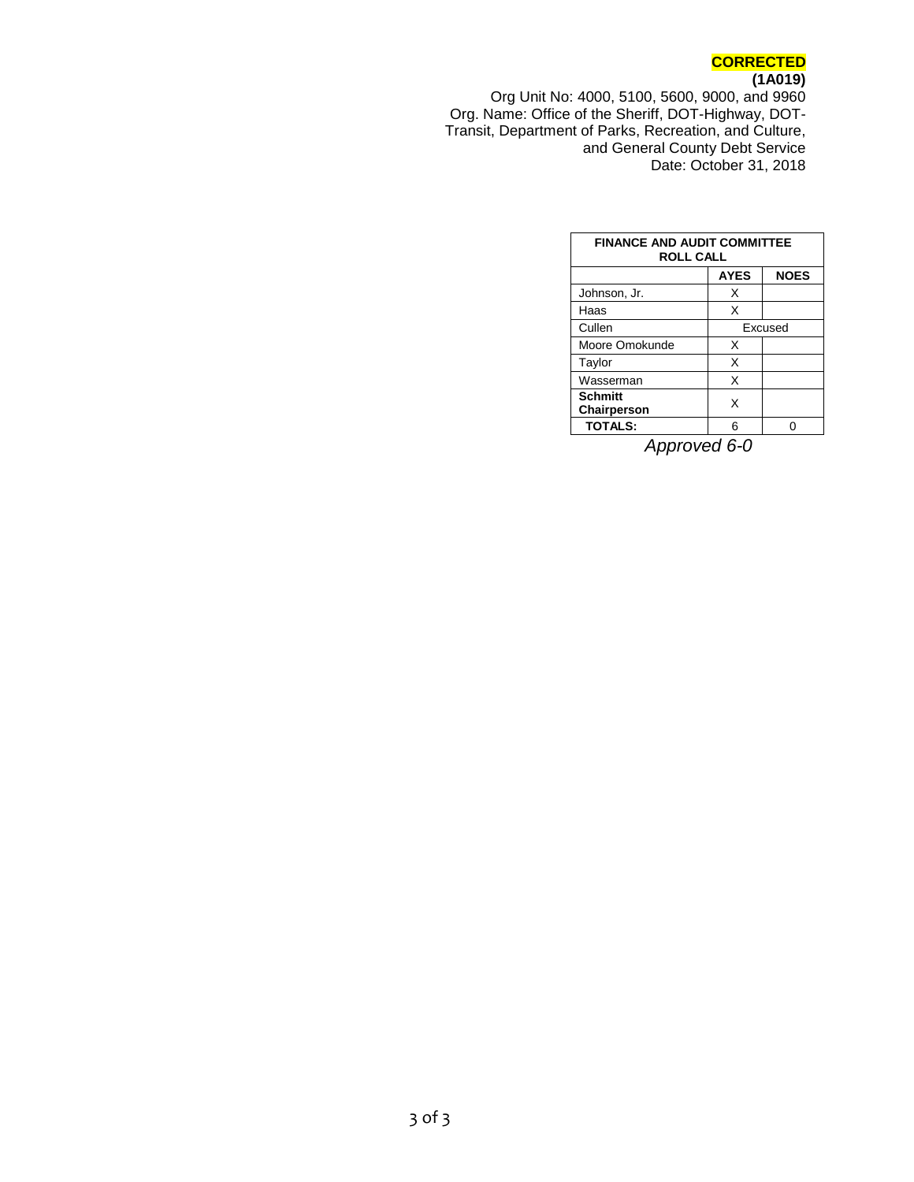**CORRECTED**

**(1A019)**

Org Unit No: 4000, 5100, 5600, 9000, and 9960
Org. Name: Office of the Sheriff, DOT-Highway, DOT-Transit, Department of Parks, Recreation, and Culture, and General County Debt Service
Date: October 31, 2018

| **FINANCE AND AUDIT COMMITTEE ROLL CALL** | | |
|---|---|---|
| | **AYES** | **NOES** |
| Johnson, Jr. | X | |
| Haas | X | |
| Cullen | Excused | |
| Moore Omokunde | X | |
| Taylor | X | |
| Wasserman | X | |
| **Schmitt Chairperson** | X | |
| **TOTALS:** | 6 | 0 |

*Approved 6-0*